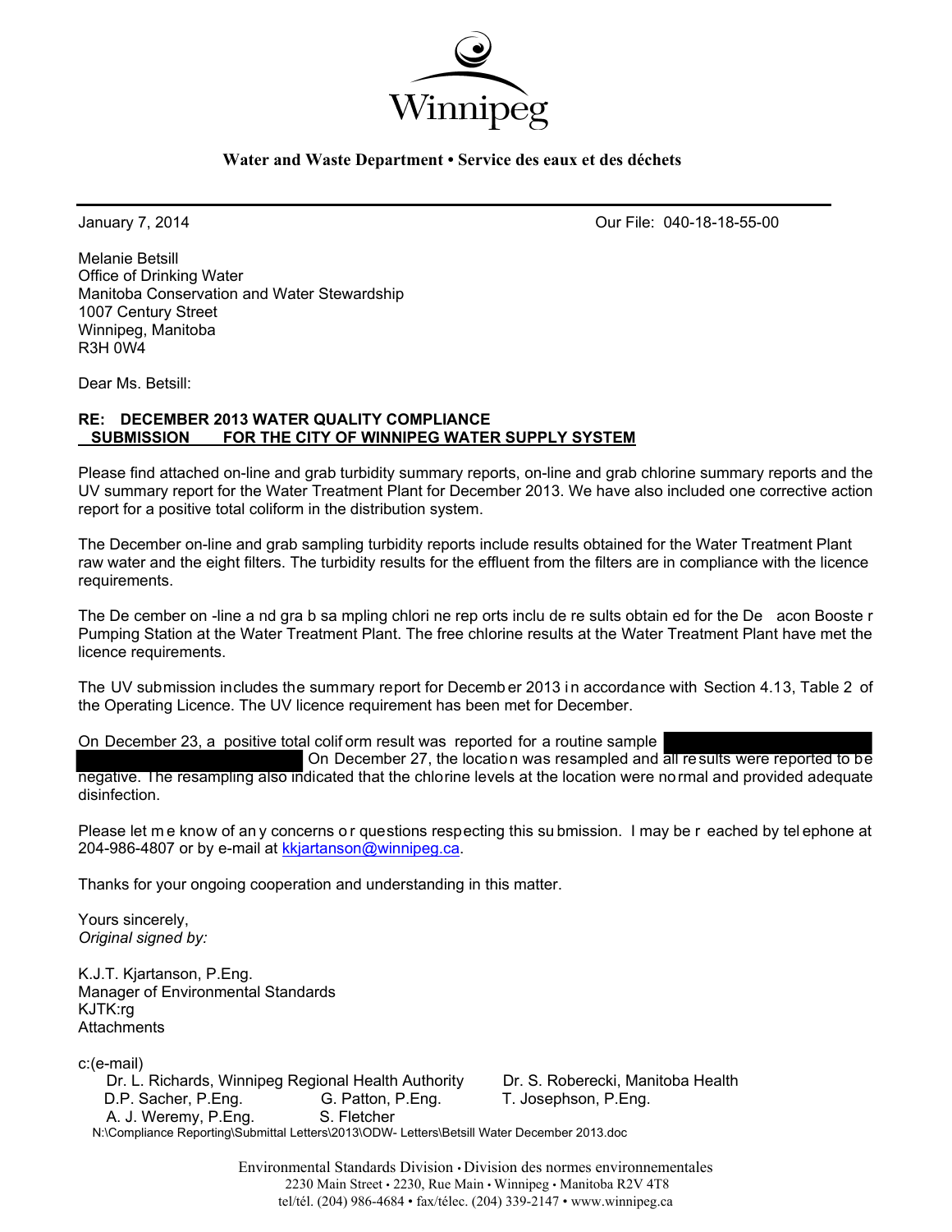Winnipeg

**Water and Waste Department • Service des eaux et des déchets**

---

January 7, 2014 Our File: 040-18-18-55-00

Melanie Betsill
Office of Drinking Water
Manitoba Conservation and Water Stewardship
1007 Century Street
Winnipeg, Manitoba
R3H 0W4

Dear Ms. Betsill:

**RE: DECEMBER 2013 WATER QUALITY COMPLIANCE SUBMISSION FOR THE CITY OF WINNIPEG WATER SUPPLY SYSTEM**

Please find attached on-line and grab turbidity summary reports, on-line and grab chlorine summary reports and the UV summary report for the Water Treatment Plant for December 2013. We have also included one corrective action report for a positive total coliform in the distribution system.

The December on-line and grab sampling turbidity reports include results obtained for the Water Treatment Plant raw water and the eight filters. The turbidity results for the effluent from the filters are in compliance with the licence requirements.

The December on-line and grab sampling chlorine reports include results obtained for the Deacon Booster Pumping Station at the Water Treatment Plant. The free chlorine results at the Water Treatment Plant have met the licence requirements.

The UV submission includes the summary report for December 2013 in accordance with Section 4.13, Table 2 of the Operating Licence. The UV licence requirement has been met for December.

On December 23, a positive total coliform result was reported for a routine sample [REDACTED] On December 27, the location was resampled and all results were reported to be negative. The resampling also indicated that the chlorine levels at the location were normal and provided adequate disinfection.

Please let me know of any concerns or questions respecting this submission. I may be reached by telephone at 204-986-4807 or by e-mail at kkjartanson@winnipeg.ca.

Thanks for your ongoing cooperation and understanding in this matter.

Yours sincerely,
*Original signed by:*

K.J.T. Kjartanson, P.Eng.
Manager of Environmental Standards
KJTK:rg
Attachments

c:(e-mail)
Dr. L. Richards, Winnipeg Regional Health Authority
Dr. S. Roberecki, Manitoba Health
D.P. Sacher, P.Eng.
G. Patton, P.Eng.
T. Josephson, P.Eng.
A. J. Weremy, P.Eng.
S. Fletcher

N:\Compliance Reporting\Submittal Letters\2013\ODW- Letters\Betsill Water December 2013.doc

Environmental Standards Division • Division des normes environnementales
2230 Main Street • 2230, Rue Main • Winnipeg • Manitoba R2V 4T8
tel/tél. (204) 986-4684 • fax/télec. (204) 339-2147 • www.winnipeg.ca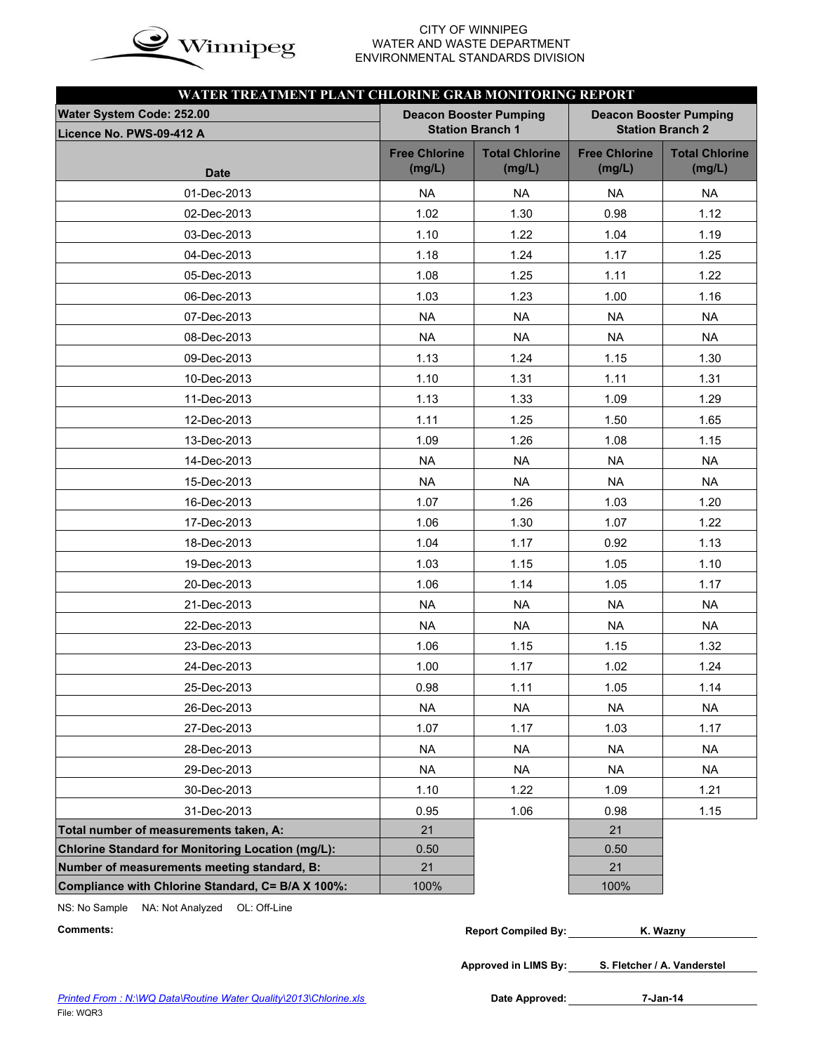CITY OF WINNIPEG
WATER AND WASTE DEPARTMENT
ENVIRONMENTAL STANDARDS DIVISION

## WATER TREATMENT PLANT CHLORINE GRAB MONITORING REPORT

| Water System Code: 252.00 / Licence No. PWS-09-412 A | Deacon Booster Pumping Station Branch 1 | | Deacon Booster Pumping Station Branch 2 | |
|---|---|---|---|---|
| Date | Free Chlorine (mg/L) | Total Chlorine (mg/L) | Free Chlorine (mg/L) | Total Chlorine (mg/L) |
| 01-Dec-2013 | NA | NA | NA | NA |
| 02-Dec-2013 | 1.02 | 1.30 | 0.98 | 1.12 |
| 03-Dec-2013 | 1.10 | 1.22 | 1.04 | 1.19 |
| 04-Dec-2013 | 1.18 | 1.24 | 1.17 | 1.25 |
| 05-Dec-2013 | 1.08 | 1.25 | 1.11 | 1.22 |
| 06-Dec-2013 | 1.03 | 1.23 | 1.00 | 1.16 |
| 07-Dec-2013 | NA | NA | NA | NA |
| 08-Dec-2013 | NA | NA | NA | NA |
| 09-Dec-2013 | 1.13 | 1.24 | 1.15 | 1.30 |
| 10-Dec-2013 | 1.10 | 1.31 | 1.11 | 1.31 |
| 11-Dec-2013 | 1.13 | 1.33 | 1.09 | 1.29 |
| 12-Dec-2013 | 1.11 | 1.25 | 1.50 | 1.65 |
| 13-Dec-2013 | 1.09 | 1.26 | 1.08 | 1.15 |
| 14-Dec-2013 | NA | NA | NA | NA |
| 15-Dec-2013 | NA | NA | NA | NA |
| 16-Dec-2013 | 1.07 | 1.26 | 1.03 | 1.20 |
| 17-Dec-2013 | 1.06 | 1.30 | 1.07 | 1.22 |
| 18-Dec-2013 | 1.04 | 1.17 | 0.92 | 1.13 |
| 19-Dec-2013 | 1.03 | 1.15 | 1.05 | 1.10 |
| 20-Dec-2013 | 1.06 | 1.14 | 1.05 | 1.17 |
| 21-Dec-2013 | NA | NA | NA | NA |
| 22-Dec-2013 | NA | NA | NA | NA |
| 23-Dec-2013 | 1.06 | 1.15 | 1.15 | 1.32 |
| 24-Dec-2013 | 1.00 | 1.17 | 1.02 | 1.24 |
| 25-Dec-2013 | 0.98 | 1.11 | 1.05 | 1.14 |
| 26-Dec-2013 | NA | NA | NA | NA |
| 27-Dec-2013 | 1.07 | 1.17 | 1.03 | 1.17 |
| 28-Dec-2013 | NA | NA | NA | NA |
| 29-Dec-2013 | NA | NA | NA | NA |
| 30-Dec-2013 | 1.10 | 1.22 | 1.09 | 1.21 |
| 31-Dec-2013 | 0.95 | 1.06 | 0.98 | 1.15 |
| **Total number of measurements taken, A:** | 21 | | 21 | |
| **Chlorine Standard for Monitoring Location (mg/L):** | 0.50 | | 0.50 | |
| **Number of measurements meeting standard, B:** | 21 | | 21 | |
| **Compliance with Chlorine Standard, C= B/A X 100%:** | 100% | | 100% | |

NS: No Sample NA: Not Analyzed OL: Off-Line

**Comments:**

**Report Compiled By:** K. Wazny

**Approved in LIMS By:** S. Fletcher / A. Vanderstel

**Date Approved:** 7-Jan-14

*Printed From : N:\WQ Data\Routine Water Quality\2013\Chlorine.xls*

File: WQR3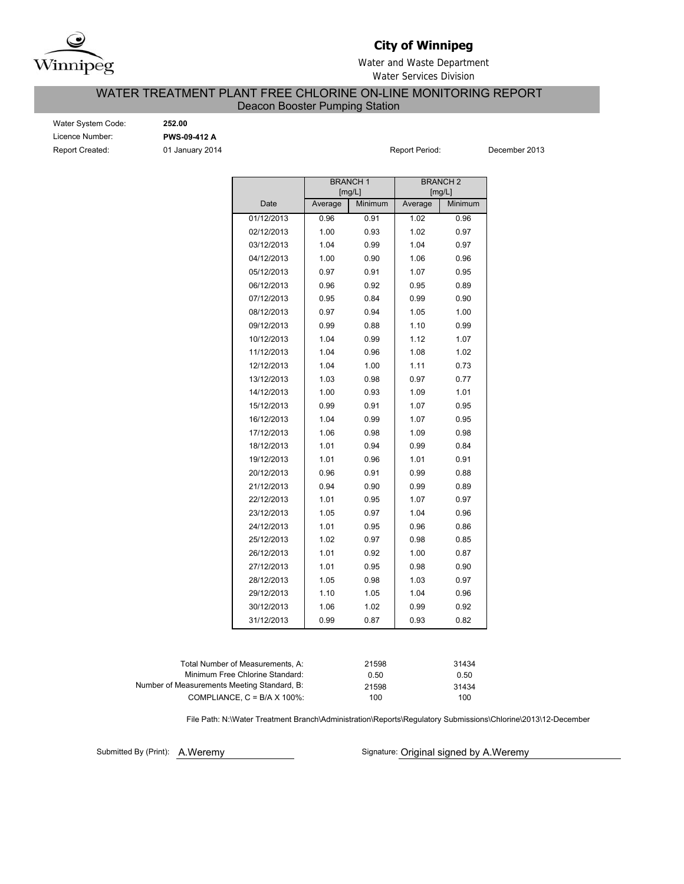Winnipeg

**City of Winnipeg**

Water and Waste Department

Water Services Division

# WATER TREATMENT PLANT FREE CHLORINE ON-LINE MONITORING REPORT

## Deacon Booster Pumping Station

Water System Code: **252.00**

Licence Number: **PWS-09-412 A**

Report Created: 01 January 2014

Report Period: December 2013

| Date | BRANCH 1 [mg/L] | | BRANCH 2 [mg/L] | |
|---|---|---|---|---|
| | Average | Minimum | Average | Minimum |
| 01/12/2013 | 0.96 | 0.91 | 1.02 | 0.96 |
| 02/12/2013 | 1.00 | 0.93 | 1.02 | 0.97 |
| 03/12/2013 | 1.04 | 0.99 | 1.04 | 0.97 |
| 04/12/2013 | 1.00 | 0.90 | 1.06 | 0.96 |
| 05/12/2013 | 0.97 | 0.91 | 1.07 | 0.95 |
| 06/12/2013 | 0.96 | 0.92 | 0.95 | 0.89 |
| 07/12/2013 | 0.95 | 0.84 | 0.99 | 0.90 |
| 08/12/2013 | 0.97 | 0.94 | 1.05 | 1.00 |
| 09/12/2013 | 0.99 | 0.88 | 1.10 | 0.99 |
| 10/12/2013 | 1.04 | 0.99 | 1.12 | 1.07 |
| 11/12/2013 | 1.04 | 0.96 | 1.08 | 1.02 |
| 12/12/2013 | 1.04 | 1.00 | 1.11 | 0.73 |
| 13/12/2013 | 1.03 | 0.98 | 0.97 | 0.77 |
| 14/12/2013 | 1.00 | 0.93 | 1.09 | 1.01 |
| 15/12/2013 | 0.99 | 0.91 | 1.07 | 0.95 |
| 16/12/2013 | 1.04 | 0.99 | 1.07 | 0.95 |
| 17/12/2013 | 1.06 | 0.98 | 1.09 | 0.98 |
| 18/12/2013 | 1.01 | 0.94 | 0.99 | 0.84 |
| 19/12/2013 | 1.01 | 0.96 | 1.01 | 0.91 |
| 20/12/2013 | 0.96 | 0.91 | 0.99 | 0.88 |
| 21/12/2013 | 0.94 | 0.90 | 0.99 | 0.89 |
| 22/12/2013 | 1.01 | 0.95 | 1.07 | 0.97 |
| 23/12/2013 | 1.05 | 0.97 | 1.04 | 0.96 |
| 24/12/2013 | 1.01 | 0.95 | 0.96 | 0.86 |
| 25/12/2013 | 1.02 | 0.97 | 0.98 | 0.85 |
| 26/12/2013 | 1.01 | 0.92 | 1.00 | 0.87 |
| 27/12/2013 | 1.01 | 0.95 | 0.98 | 0.90 |
| 28/12/2013 | 1.05 | 0.98 | 1.03 | 0.97 |
| 29/12/2013 | 1.10 | 1.05 | 1.04 | 0.96 |
| 30/12/2013 | 1.06 | 1.02 | 0.99 | 0.92 |
| 31/12/2013 | 0.99 | 0.87 | 0.93 | 0.82 |

| | Branch 1 | Branch 2 |
|---|---|---|
| Total Number of Measurements, A: | 21598 | 31434 |
| Minimum Free Chlorine Standard: | 0.50 | 0.50 |
| Number of Measurements Meeting Standard, B: | 21598 | 31434 |
| COMPLIANCE, C = B/A X 100%: | 100 | 100 |

File Path: N:\Water Treatment Branch\Administration\Reports\Regulatory Submissions\Chlorine\2013\12-December

Submitted By (Print): A.Weremy

Signature: Original signed by A.Weremy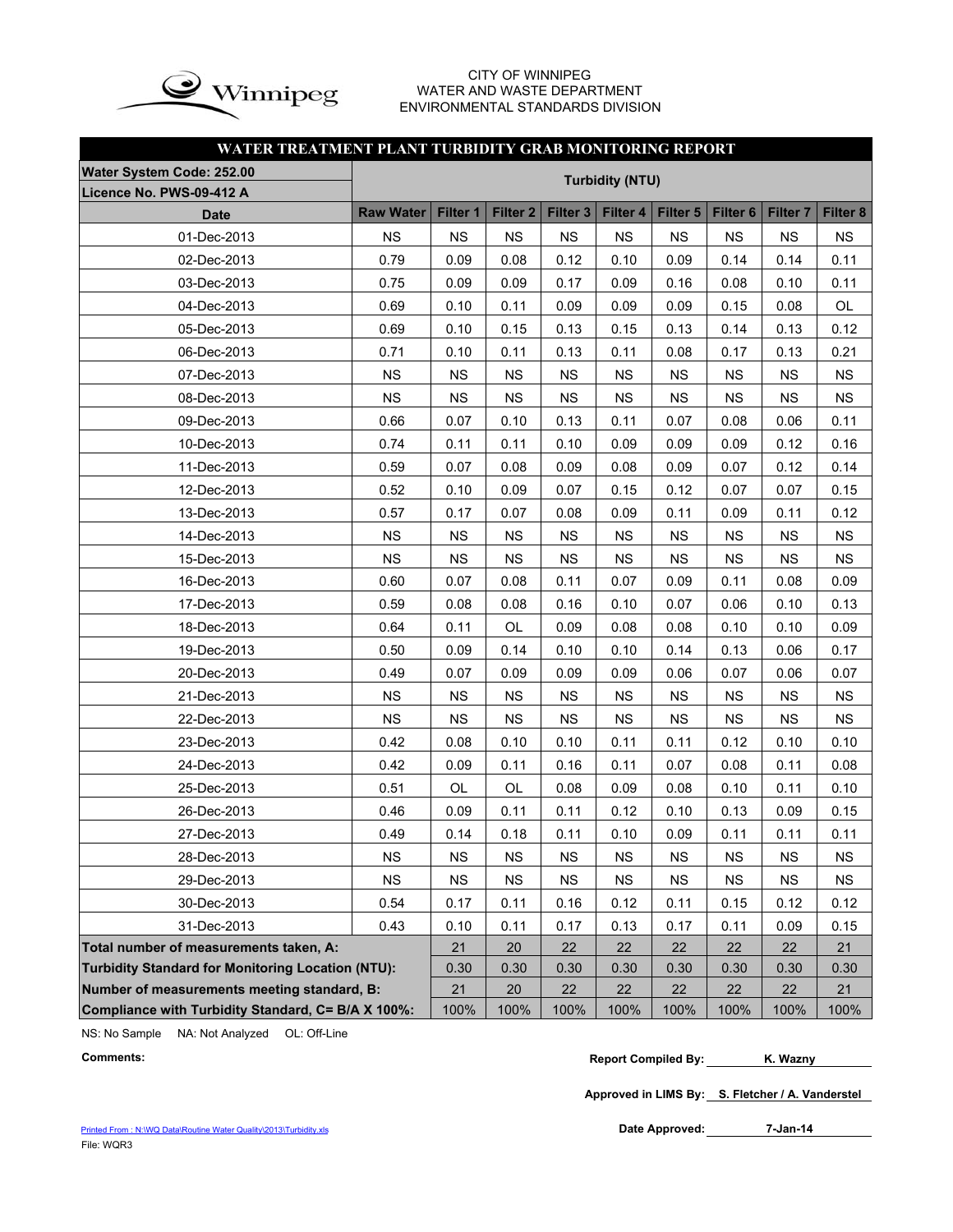CITY OF WINNIPEG
WATER AND WASTE DEPARTMENT
ENVIRONMENTAL STANDARDS DIVISION

## WATER TREATMENT PLANT TURBIDITY GRAB MONITORING REPORT

| Water System Code: 252.00 / Licence No. PWS-09-412 A | Turbidity (NTU) | | | | | | | | |
|---|---|---|---|---|---|---|---|---|---|
| **Date** | **Raw Water** | **Filter 1** | **Filter 2** | **Filter 3** | **Filter 4** | **Filter 5** | **Filter 6** | **Filter 7** | **Filter 8** |
| 01-Dec-2013 | NS | NS | NS | NS | NS | NS | NS | NS | NS |
| 02-Dec-2013 | 0.79 | 0.09 | 0.08 | 0.12 | 0.10 | 0.09 | 0.14 | 0.14 | 0.11 |
| 03-Dec-2013 | 0.75 | 0.09 | 0.09 | 0.17 | 0.09 | 0.16 | 0.08 | 0.10 | 0.11 |
| 04-Dec-2013 | 0.69 | 0.10 | 0.11 | 0.09 | 0.09 | 0.09 | 0.15 | 0.08 | OL |
| 05-Dec-2013 | 0.69 | 0.10 | 0.15 | 0.13 | 0.15 | 0.13 | 0.14 | 0.13 | 0.12 |
| 06-Dec-2013 | 0.71 | 0.10 | 0.11 | 0.13 | 0.11 | 0.08 | 0.17 | 0.13 | 0.21 |
| 07-Dec-2013 | NS | NS | NS | NS | NS | NS | NS | NS | NS |
| 08-Dec-2013 | NS | NS | NS | NS | NS | NS | NS | NS | NS |
| 09-Dec-2013 | 0.66 | 0.07 | 0.10 | 0.13 | 0.11 | 0.07 | 0.08 | 0.06 | 0.11 |
| 10-Dec-2013 | 0.74 | 0.11 | 0.11 | 0.10 | 0.09 | 0.09 | 0.09 | 0.12 | 0.16 |
| 11-Dec-2013 | 0.59 | 0.07 | 0.08 | 0.09 | 0.08 | 0.09 | 0.07 | 0.12 | 0.14 |
| 12-Dec-2013 | 0.52 | 0.10 | 0.09 | 0.07 | 0.15 | 0.12 | 0.07 | 0.07 | 0.15 |
| 13-Dec-2013 | 0.57 | 0.17 | 0.07 | 0.08 | 0.09 | 0.11 | 0.09 | 0.11 | 0.12 |
| 14-Dec-2013 | NS | NS | NS | NS | NS | NS | NS | NS | NS |
| 15-Dec-2013 | NS | NS | NS | NS | NS | NS | NS | NS | NS |
| 16-Dec-2013 | 0.60 | 0.07 | 0.08 | 0.11 | 0.07 | 0.09 | 0.11 | 0.08 | 0.09 |
| 17-Dec-2013 | 0.59 | 0.08 | 0.08 | 0.16 | 0.10 | 0.07 | 0.06 | 0.10 | 0.13 |
| 18-Dec-2013 | 0.64 | 0.11 | OL | 0.09 | 0.08 | 0.08 | 0.10 | 0.10 | 0.09 |
| 19-Dec-2013 | 0.50 | 0.09 | 0.14 | 0.10 | 0.10 | 0.14 | 0.13 | 0.06 | 0.17 |
| 20-Dec-2013 | 0.49 | 0.07 | 0.09 | 0.09 | 0.09 | 0.06 | 0.07 | 0.06 | 0.07 |
| 21-Dec-2013 | NS | NS | NS | NS | NS | NS | NS | NS | NS |
| 22-Dec-2013 | NS | NS | NS | NS | NS | NS | NS | NS | NS |
| 23-Dec-2013 | 0.42 | 0.08 | 0.10 | 0.10 | 0.11 | 0.11 | 0.12 | 0.10 | 0.10 |
| 24-Dec-2013 | 0.42 | 0.09 | 0.11 | 0.16 | 0.11 | 0.07 | 0.08 | 0.11 | 0.08 |
| 25-Dec-2013 | 0.51 | OL | OL | 0.08 | 0.09 | 0.08 | 0.10 | 0.11 | 0.10 |
| 26-Dec-2013 | 0.46 | 0.09 | 0.11 | 0.11 | 0.12 | 0.10 | 0.13 | 0.09 | 0.15 |
| 27-Dec-2013 | 0.49 | 0.14 | 0.18 | 0.11 | 0.10 | 0.09 | 0.11 | 0.11 | 0.11 |
| 28-Dec-2013 | NS | NS | NS | NS | NS | NS | NS | NS | NS |
| 29-Dec-2013 | NS | NS | NS | NS | NS | NS | NS | NS | NS |
| 30-Dec-2013 | 0.54 | 0.17 | 0.11 | 0.16 | 0.12 | 0.11 | 0.15 | 0.12 | 0.12 |
| 31-Dec-2013 | 0.43 | 0.10 | 0.11 | 0.17 | 0.13 | 0.17 | 0.11 | 0.09 | 0.15 |
| **Total number of measurements taken, A:** | | 21 | 20 | 22 | 22 | 22 | 22 | 22 | 21 |
| **Turbidity Standard for Monitoring Location (NTU):** | | 0.30 | 0.30 | 0.30 | 0.30 | 0.30 | 0.30 | 0.30 | 0.30 |
| **Number of measurements meeting standard, B:** | | 21 | 20 | 22 | 22 | 22 | 22 | 22 | 21 |
| **Compliance with Turbidity Standard, C= B/A X 100%:** | | 100% | 100% | 100% | 100% | 100% | 100% | 100% | 100% |

NS: No Sample NA: Not Analyzed OL: Off-Line

**Comments:**

**Report Compiled By:** K. Wazny

**Approved in LIMS By:** S. Fletcher / A. Vanderstel

**Date Approved:** 7-Jan-14

Printed From : N:\WQ Data\Routine Water Quality\2013\Turbidity.xls
File: WQR3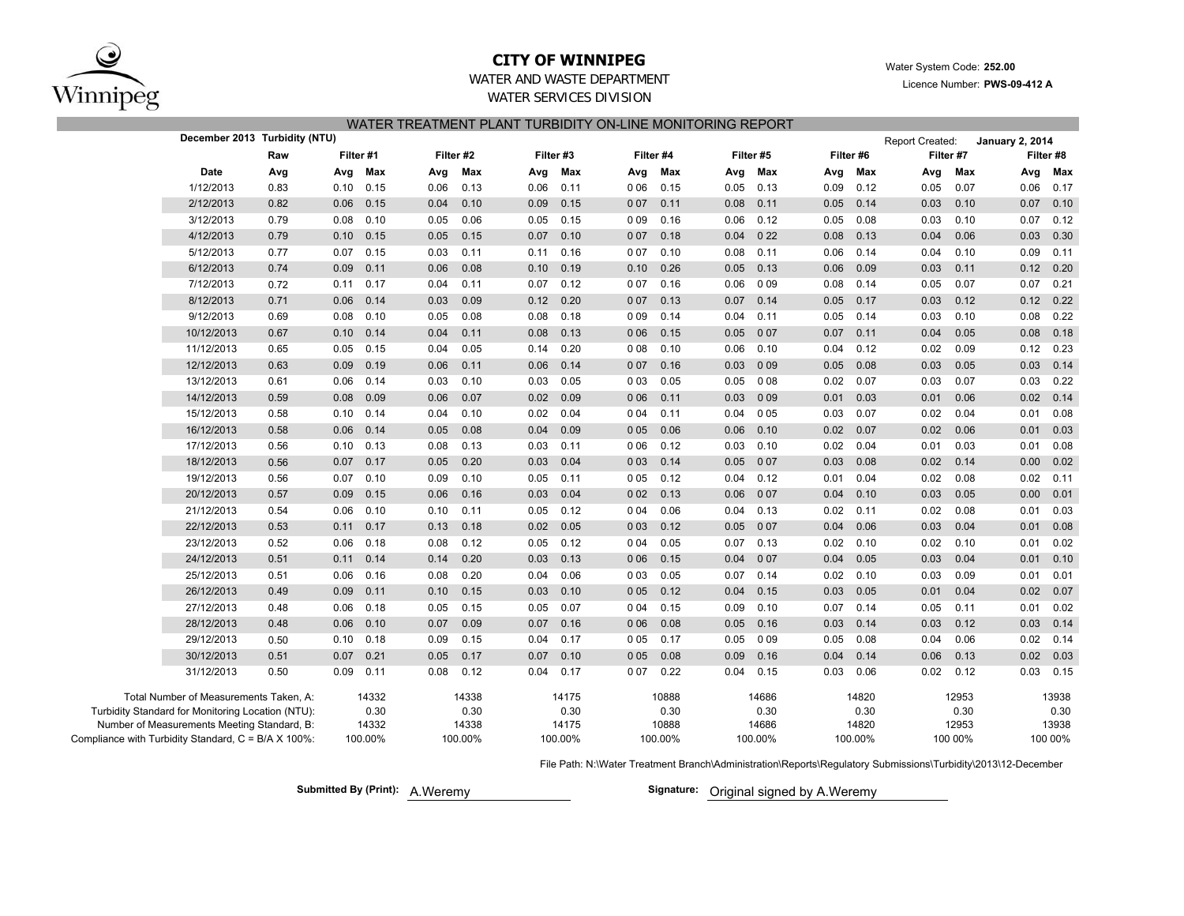# CITY OF WINNIPEG

WATER AND WASTE DEPARTMENT

WATER SERVICES DIVISION

Water System Code: **252.00**

Licence Number: **PWS-09-412 A**

## WATER TREATMENT PLANT TURBIDITY ON-LINE MONITORING REPORT

**December 2013 Turbidity (NTU)**

Report Created: **January 2, 2014**

| | Raw | Filter #1 | | Filter #2 | | Filter #3 | | Filter #4 | | Filter #5 | | Filter #6 | | Filter #7 | | Filter #8 | |
|---|---|---|---|---|---|---|---|---|---|---|---|---|---|---|---|---|---|
| Date | Avg | Avg | Max | Avg | Max | Avg | Max | Avg | Max | Avg | Max | Avg | Max | Avg | Max | Avg | Max |
| 1/12/2013 | 0.83 | 0.10 | 0.15 | 0.06 | 0.13 | 0.06 | 0.11 | 0 06 | 0.15 | 0.05 | 0.13 | 0.09 | 0.12 | 0.05 | 0.07 | 0.06 | 0.17 |
| 2/12/2013 | 0.82 | 0.06 | 0.15 | 0.04 | 0.10 | 0.09 | 0.15 | 0 07 | 0.11 | 0.08 | 0.11 | 0.05 | 0.14 | 0.03 | 0.10 | 0.07 | 0.10 |
| 3/12/2013 | 0.79 | 0.08 | 0.10 | 0.05 | 0.06 | 0.05 | 0.15 | 0 09 | 0.16 | 0.06 | 0.12 | 0.05 | 0.08 | 0.03 | 0.10 | 0.07 | 0.12 |
| 4/12/2013 | 0.79 | 0.10 | 0.15 | 0.05 | 0.15 | 0.07 | 0.10 | 0 07 | 0.18 | 0.04 | 0 22 | 0.08 | 0.13 | 0.04 | 0.06 | 0.03 | 0.30 |
| 5/12/2013 | 0.77 | 0.07 | 0.15 | 0.03 | 0.11 | 0.11 | 0.16 | 0 07 | 0.10 | 0.08 | 0.11 | 0.06 | 0.14 | 0.04 | 0.10 | 0.09 | 0.11 |
| 6/12/2013 | 0.74 | 0.09 | 0.11 | 0.06 | 0.08 | 0.10 | 0.19 | 0.10 | 0.26 | 0.05 | 0.13 | 0.06 | 0.09 | 0.03 | 0.11 | 0.12 | 0.20 |
| 7/12/2013 | 0.72 | 0.11 | 0.17 | 0.04 | 0.11 | 0.07 | 0.12 | 0 07 | 0.16 | 0.06 | 0 09 | 0.08 | 0.14 | 0.05 | 0.07 | 0.07 | 0.21 |
| 8/12/2013 | 0.71 | 0.06 | 0.14 | 0.03 | 0.09 | 0.12 | 0.20 | 0 07 | 0.13 | 0.07 | 0.14 | 0.05 | 0.17 | 0.03 | 0.12 | 0.12 | 0.22 |
| 9/12/2013 | 0.69 | 0.08 | 0.10 | 0.05 | 0.08 | 0.08 | 0.18 | 0 09 | 0.14 | 0.04 | 0.11 | 0.05 | 0.14 | 0.03 | 0.10 | 0.08 | 0.22 |
| 10/12/2013 | 0.67 | 0.10 | 0.14 | 0.04 | 0.11 | 0.08 | 0.13 | 0 06 | 0.15 | 0.05 | 0 07 | 0.07 | 0.11 | 0.04 | 0.05 | 0.08 | 0.18 |
| 11/12/2013 | 0.65 | 0.05 | 0.15 | 0.04 | 0.05 | 0.14 | 0.20 | 0 08 | 0.10 | 0.06 | 0.10 | 0.04 | 0.12 | 0.02 | 0.09 | 0.12 | 0.23 |
| 12/12/2013 | 0.63 | 0.09 | 0.19 | 0.06 | 0.11 | 0.06 | 0.14 | 0 07 | 0.16 | 0.03 | 0 09 | 0.05 | 0.08 | 0.03 | 0.05 | 0.03 | 0.14 |
| 13/12/2013 | 0.61 | 0.06 | 0.14 | 0.03 | 0.10 | 0.03 | 0.05 | 0 03 | 0.05 | 0.05 | 0 08 | 0.02 | 0.07 | 0.03 | 0.07 | 0.03 | 0.22 |
| 14/12/2013 | 0.59 | 0.08 | 0.09 | 0.06 | 0.07 | 0.02 | 0.09 | 0 06 | 0.11 | 0.03 | 0 09 | 0.01 | 0.03 | 0.01 | 0.06 | 0.02 | 0.14 |
| 15/12/2013 | 0.58 | 0.10 | 0.14 | 0.04 | 0.10 | 0.02 | 0.04 | 0 04 | 0.11 | 0.04 | 0 05 | 0.03 | 0.07 | 0.02 | 0.04 | 0.01 | 0.08 |
| 16/12/2013 | 0.58 | 0.06 | 0.14 | 0.05 | 0.08 | 0.04 | 0.09 | 0 05 | 0.06 | 0.06 | 0.10 | 0.02 | 0.07 | 0.02 | 0.06 | 0.01 | 0.03 |
| 17/12/2013 | 0.56 | 0.10 | 0.13 | 0.08 | 0.13 | 0.03 | 0.11 | 0 06 | 0.12 | 0.03 | 0.10 | 0.02 | 0.04 | 0.01 | 0.03 | 0.01 | 0.08 |
| 18/12/2013 | 0.56 | 0.07 | 0.17 | 0.05 | 0.20 | 0.03 | 0.04 | 0 03 | 0.14 | 0.05 | 0 07 | 0.03 | 0.08 | 0.02 | 0.14 | 0.00 | 0.02 |
| 19/12/2013 | 0.56 | 0.07 | 0.10 | 0.09 | 0.10 | 0.05 | 0.11 | 0 05 | 0.12 | 0.04 | 0.12 | 0.01 | 0.04 | 0.02 | 0.08 | 0.02 | 0.11 |
| 20/12/2013 | 0.57 | 0.09 | 0.15 | 0.06 | 0.16 | 0.03 | 0.04 | 0 02 | 0.13 | 0.06 | 0 07 | 0.04 | 0.10 | 0.03 | 0.05 | 0.00 | 0.01 |
| 21/12/2013 | 0.54 | 0.06 | 0.10 | 0.10 | 0.11 | 0.05 | 0.12 | 0 04 | 0.06 | 0.04 | 0.13 | 0.02 | 0.11 | 0.02 | 0.08 | 0.01 | 0.03 |
| 22/12/2013 | 0.53 | 0.11 | 0.17 | 0.13 | 0.18 | 0.02 | 0.05 | 0 03 | 0.12 | 0.05 | 0 07 | 0.04 | 0.06 | 0.03 | 0.04 | 0.01 | 0.08 |
| 23/12/2013 | 0.52 | 0.06 | 0.18 | 0.08 | 0.12 | 0.05 | 0.12 | 0 04 | 0.05 | 0.07 | 0.13 | 0.02 | 0.10 | 0.02 | 0.10 | 0.01 | 0.02 |
| 24/12/2013 | 0.51 | 0.11 | 0.14 | 0.14 | 0.20 | 0.03 | 0.13 | 0 06 | 0.15 | 0.04 | 0 07 | 0.04 | 0.05 | 0.03 | 0.04 | 0.01 | 0.10 |
| 25/12/2013 | 0.51 | 0.06 | 0.16 | 0.08 | 0.20 | 0.04 | 0.06 | 0 03 | 0.05 | 0.07 | 0.14 | 0.02 | 0.10 | 0.03 | 0.09 | 0.01 | 0.01 |
| 26/12/2013 | 0.49 | 0.09 | 0.11 | 0.10 | 0.15 | 0.03 | 0.10 | 0 05 | 0.12 | 0.04 | 0.15 | 0.03 | 0.05 | 0.01 | 0.04 | 0.02 | 0.07 |
| 27/12/2013 | 0.48 | 0.06 | 0.18 | 0.05 | 0.15 | 0.05 | 0.07 | 0 04 | 0.15 | 0.09 | 0.10 | 0.07 | 0.14 | 0.05 | 0.11 | 0.01 | 0.02 |
| 28/12/2013 | 0.48 | 0.06 | 0.10 | 0.07 | 0.09 | 0.07 | 0.16 | 0 06 | 0.08 | 0.05 | 0.16 | 0.03 | 0.14 | 0.03 | 0.12 | 0.03 | 0.14 |
| 29/12/2013 | 0.50 | 0.10 | 0.18 | 0.09 | 0.15 | 0.04 | 0.17 | 0 05 | 0.17 | 0.05 | 0 09 | 0.05 | 0.08 | 0.04 | 0.06 | 0.02 | 0.14 |
| 30/12/2013 | 0.51 | 0.07 | 0.21 | 0.05 | 0.17 | 0.07 | 0.10 | 0 05 | 0.08 | 0.09 | 0.16 | 0.04 | 0.14 | 0.06 | 0.13 | 0.02 | 0.03 |
| 31/12/2013 | 0.50 | 0.09 | 0.11 | 0.08 | 0.12 | 0.04 | 0.17 | 0 07 | 0.22 | 0.04 | 0.15 | 0.03 | 0.06 | 0.02 | 0.12 | 0.03 | 0.15 |
| Total Number of Measurements Taken, A: | | 14332 | | 14338 | | 14175 | | 10888 | | 14686 | | 14820 | | 12953 | | 13938 | |
| Turbidity Standard for Monitoring Location (NTU): | | 0.30 | | 0.30 | | 0.30 | | 0.30 | | 0.30 | | 0.30 | | 0.30 | | 0.30 | |
| Number of Measurements Meeting Standard, B: | | 14332 | | 14338 | | 14175 | | 10888 | | 14686 | | 14820 | | 12953 | | 13938 | |
| Compliance with Turbidity Standard, C = B/A X 100%: | | 100.00% | | 100.00% | | 100.00% | | 100.00% | | 100.00% | | 100.00% | | 100 00% | | 100 00% | |

File Path: N:\Water Treatment Branch\Administration\Reports\Regulatory Submissions\Turbidity\2013\12-December

**Submitted By (Print):** A.Weremy

**Signature:** Original signed by A.Weremy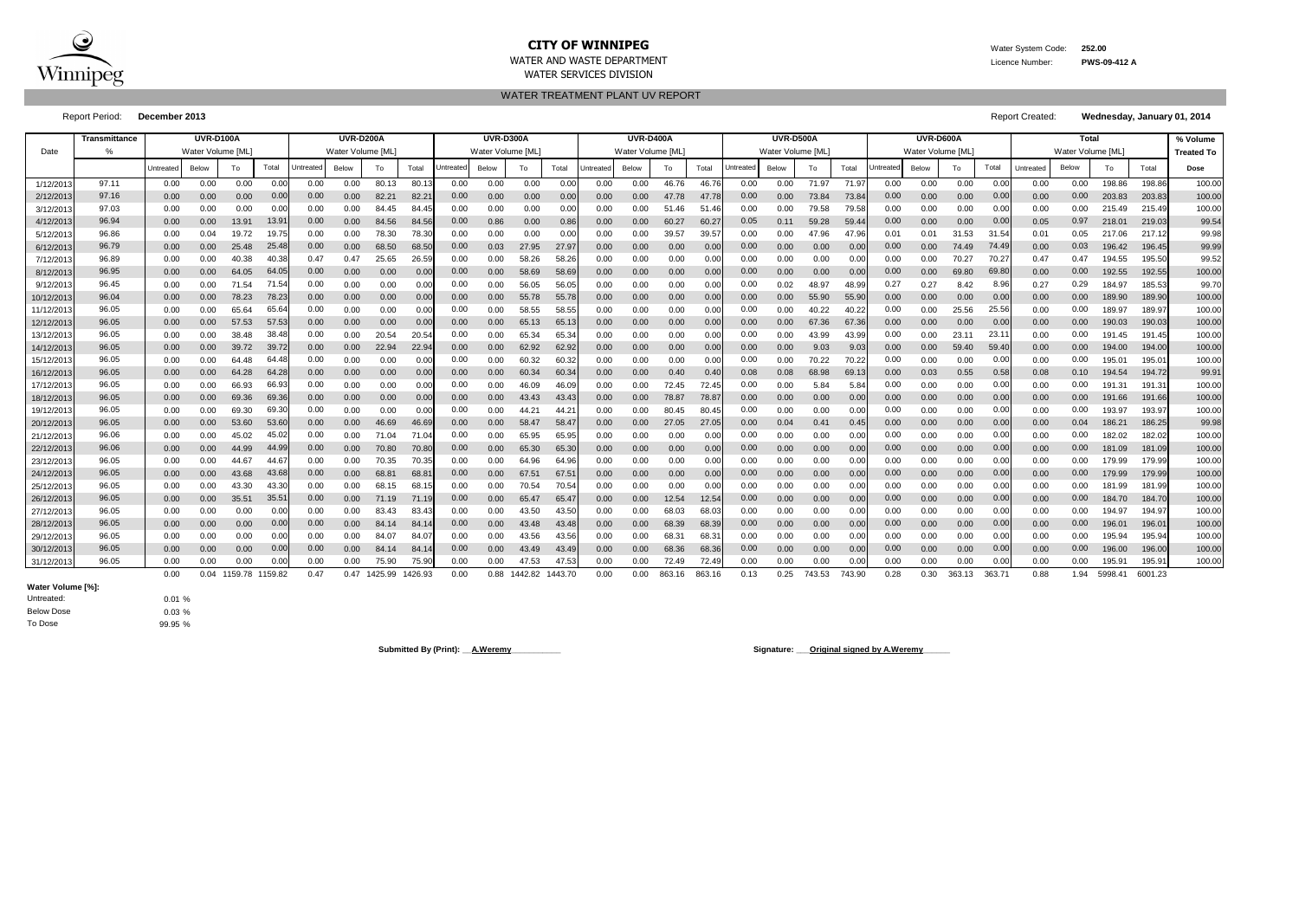# CITY OF WINNIPEG

WATER AND WASTE DEPARTMENT

WATER SERVICES DIVISION

Water System Code: **252.00**

Licence Number: **PWS-09-412 A**

## WATER TREATMENT PLANT UV REPORT

Report Period: **December 2013**

Report Created: **Wednesday, January 01, 2014**

| Date | Transmittance | UVR-D100A | | | | UVR-D200A | | | | UVR-D300A | | | | UVR-D400A | | | | UVR-D500A | | | | UVR-D600A | | | | Total | | | | % Volume |
|---|---|---|---|---|---|---|---|---|---|---|---|---|---|---|---|---|---|---|---|---|---|---|---|---|---|---|---|---|---|---|
| | % | Water Volume [ML] | | | | Water Volume [ML] | | | | Water Volume [ML] | | | | Water Volume [ML] | | | | Water Volume [ML] | | | | Water Volume [ML] | | | | Water Volume [ML] | | | | Treated To |
| | | Untreated | Below | To | Total | Untreated | Below | To | Total | Untreated | Below | To | Total | Untreated | Below | To | Total | Untreated | Below | To | Total | Untreated | Below | To | Total | Untreated | Below | To | Total | Dose |
| 1/12/2013 | 97.11 | 0.00 | 0.00 | 0.00 | 0.00 | 0.00 | 0.00 | 80.13 | 80.13 | 0.00 | 0.00 | 0.00 | 0.00 | 0.00 | 0.00 | 46.76 | 46.76 | 0.00 | 0.00 | 71.97 | 71.97 | 0.00 | 0.00 | 0.00 | 0.00 | 0.00 | 0.00 | 198.86 | 198.86 | 100.00 |
| 2/12/2013 | 97.16 | 0.00 | 0.00 | 0.00 | 0.00 | 0.00 | 0.00 | 82.21 | 82.21 | 0.00 | 0.00 | 0.00 | 0.00 | 0.00 | 0.00 | 47.78 | 47.78 | 0.00 | 0.00 | 73.84 | 73.84 | 0.00 | 0.00 | 0.00 | 0.00 | 0.00 | 0.00 | 203.83 | 203.83 | 100.00 |
| 3/12/2013 | 97.03 | 0.00 | 0.00 | 0.00 | 0.00 | 0.00 | 0.00 | 84.45 | 84.45 | 0.00 | 0.00 | 0.00 | 0.00 | 0.00 | 0.00 | 51.46 | 51.46 | 0.00 | 0.00 | 79.58 | 79.58 | 0.00 | 0.00 | 0.00 | 0.00 | 0.00 | 0.00 | 215.49 | 215.49 | 100.00 |
| 4/12/2013 | 96.94 | 0.00 | 0.00 | 13.91 | 13.91 | 0.00 | 0.00 | 84.56 | 84.56 | 0.00 | 0.86 | 0.00 | 0.86 | 0.00 | 0.00 | 60.27 | 60.27 | 0.05 | 0.11 | 59.28 | 59.44 | 0.00 | 0.00 | 0.00 | 0.00 | 0.05 | 0.97 | 218.01 | 219.03 | 99.54 |
| 5/12/2013 | 96.86 | 0.00 | 0.04 | 19.72 | 19.75 | 0.00 | 0.00 | 78.30 | 78.30 | 0.00 | 0.00 | 0.00 | 0.00 | 0.00 | 0.00 | 39.57 | 39.57 | 0.00 | 0.00 | 47.96 | 47.96 | 0.01 | 0.01 | 31.53 | 31.54 | 0.01 | 0.05 | 217.06 | 217.12 | 99.98 |
| 6/12/2013 | 96.79 | 0.00 | 0.00 | 25.48 | 25.48 | 0.00 | 0.00 | 68.50 | 68.50 | 0.00 | 0.03 | 27.95 | 27.97 | 0.00 | 0.00 | 0.00 | 0.00 | 0.00 | 0.00 | 0.00 | 0.00 | 0.00 | 0.00 | 74.49 | 74.49 | 0.00 | 0.03 | 196.42 | 196.45 | 99.99 |
| 7/12/2013 | 96.89 | 0.00 | 0.00 | 40.38 | 40.38 | 0.47 | 0.47 | 25.65 | 26.59 | 0.00 | 0.00 | 58.26 | 58.26 | 0.00 | 0.00 | 0.00 | 0.00 | 0.00 | 0.00 | 0.00 | 0.00 | 0.00 | 0.00 | 70.27 | 70.27 | 0.47 | 0.47 | 194.55 | 195.50 | 99.52 |
| 8/12/2013 | 96.95 | 0.00 | 0.00 | 64.05 | 64.05 | 0.00 | 0.00 | 0.00 | 0.00 | 0.00 | 0.00 | 58.69 | 58.69 | 0.00 | 0.00 | 0.00 | 0.00 | 0.00 | 0.00 | 0.00 | 0.00 | 0.00 | 0.00 | 69.80 | 69.80 | 0.00 | 0.00 | 192.55 | 192.55 | 100.00 |
| 9/12/2013 | 96.45 | 0.00 | 0.00 | 71.54 | 71.54 | 0.00 | 0.00 | 0.00 | 0.00 | 0.00 | 0.00 | 56.05 | 56.05 | 0.00 | 0.00 | 0.00 | 0.00 | 0.00 | 0.02 | 48.97 | 48.99 | 0.27 | 0.27 | 8.42 | 8.96 | 0.27 | 0.29 | 184.97 | 185.53 | 99.70 |
| 10/12/2013 | 96.04 | 0.00 | 0.00 | 78.23 | 78.23 | 0.00 | 0.00 | 0.00 | 0.00 | 0.00 | 0.00 | 55.78 | 55.78 | 0.00 | 0.00 | 0.00 | 0.00 | 0.00 | 0.00 | 55.90 | 55.90 | 0.00 | 0.00 | 0.00 | 0.00 | 0.00 | 0.00 | 189.90 | 189.90 | 100.00 |
| 11/12/2013 | 96.05 | 0.00 | 0.00 | 65.64 | 65.64 | 0.00 | 0.00 | 0.00 | 0.00 | 0.00 | 0.00 | 58.55 | 58.55 | 0.00 | 0.00 | 0.00 | 0.00 | 0.00 | 0.00 | 40.22 | 40.22 | 0.00 | 0.00 | 25.56 | 25.56 | 0.00 | 0.00 | 189.97 | 189.97 | 100.00 |
| 12/12/2013 | 96.05 | 0.00 | 0.00 | 57.53 | 57.53 | 0.00 | 0.00 | 0.00 | 0.00 | 0.00 | 0.00 | 65.13 | 65.13 | 0.00 | 0.00 | 0.00 | 0.00 | 0.00 | 0.00 | 67.36 | 67.36 | 0.00 | 0.00 | 0.00 | 0.00 | 0.00 | 0.00 | 190.03 | 190.03 | 100.00 |
| 13/12/2013 | 96.05 | 0.00 | 0.00 | 38.48 | 38.48 | 0.00 | 0.00 | 20.54 | 20.54 | 0.00 | 0.00 | 65.34 | 65.34 | 0.00 | 0.00 | 0.00 | 0.00 | 0.00 | 0.00 | 43.99 | 43.99 | 0.00 | 0.00 | 23.11 | 23.11 | 0.00 | 0.00 | 191.45 | 191.45 | 100.00 |
| 14/12/2013 | 96.05 | 0.00 | 0.00 | 39.72 | 39.72 | 0.00 | 0.00 | 22.94 | 22.94 | 0.00 | 0.00 | 62.92 | 62.92 | 0.00 | 0.00 | 0.00 | 0.00 | 0.00 | 0.00 | 9.03 | 9.03 | 0.00 | 0.00 | 59.40 | 59.40 | 0.00 | 0.00 | 194.00 | 194.00 | 100.00 |
| 15/12/2013 | 96.05 | 0.00 | 0.00 | 64.48 | 64.48 | 0.00 | 0.00 | 0.00 | 0.00 | 0.00 | 0.00 | 60.32 | 60.32 | 0.00 | 0.00 | 0.00 | 0.00 | 0.00 | 0.00 | 70.22 | 70.22 | 0.00 | 0.00 | 0.00 | 0.00 | 0.00 | 0.00 | 195.01 | 195.01 | 100.00 |
| 16/12/2013 | 96.05 | 0.00 | 0.00 | 64.28 | 64.28 | 0.00 | 0.00 | 0.00 | 0.00 | 0.00 | 0.00 | 60.34 | 60.34 | 0.00 | 0.00 | 0.40 | 0.40 | 0.08 | 0.08 | 68.98 | 69.13 | 0.00 | 0.03 | 0.55 | 0.58 | 0.08 | 0.10 | 194.54 | 194.72 | 99.91 |
| 17/12/2013 | 96.05 | 0.00 | 0.00 | 66.93 | 66.93 | 0.00 | 0.00 | 0.00 | 0.00 | 0.00 | 0.00 | 46.09 | 46.09 | 0.00 | 0.00 | 72.45 | 72.45 | 0.00 | 0.00 | 5.84 | 5.84 | 0.00 | 0.00 | 0.00 | 0.00 | 0.00 | 0.00 | 191.31 | 191.31 | 100.00 |
| 18/12/2013 | 96.05 | 0.00 | 0.00 | 69.36 | 69.36 | 0.00 | 0.00 | 0.00 | 0.00 | 0.00 | 0.00 | 43.43 | 43.43 | 0.00 | 0.00 | 78.87 | 78.87 | 0.00 | 0.00 | 0.00 | 0.00 | 0.00 | 0.00 | 0.00 | 0.00 | 0.00 | 0.00 | 191.66 | 191.66 | 100.00 |
| 19/12/2013 | 96.05 | 0.00 | 0.00 | 69.30 | 69.30 | 0.00 | 0.00 | 0.00 | 0.00 | 0.00 | 0.00 | 44.21 | 44.21 | 0.00 | 0.00 | 80.45 | 80.45 | 0.00 | 0.00 | 0.00 | 0.00 | 0.00 | 0.00 | 0.00 | 0.00 | 0.00 | 0.00 | 193.97 | 193.97 | 100.00 |
| 20/12/2013 | 96.05 | 0.00 | 0.00 | 53.60 | 53.60 | 0.00 | 0.00 | 46.69 | 46.69 | 0.00 | 0.00 | 58.47 | 58.47 | 0.00 | 0.00 | 27.05 | 27.05 | 0.00 | 0.04 | 0.41 | 0.45 | 0.00 | 0.00 | 0.00 | 0.00 | 0.00 | 0.04 | 186.21 | 186.25 | 99.98 |
| 21/12/2013 | 96.06 | 0.00 | 0.00 | 45.02 | 45.02 | 0.00 | 0.00 | 71.04 | 71.04 | 0.00 | 0.00 | 65.95 | 65.95 | 0.00 | 0.00 | 0.00 | 0.00 | 0.00 | 0.00 | 0.00 | 0.00 | 0.00 | 0.00 | 0.00 | 0.00 | 0.00 | 0.00 | 182.02 | 182.02 | 100.00 |
| 22/12/2013 | 96.06 | 0.00 | 0.00 | 44.99 | 44.99 | 0.00 | 0.00 | 70.80 | 70.80 | 0.00 | 0.00 | 65.30 | 65.30 | 0.00 | 0.00 | 0.00 | 0.00 | 0.00 | 0.00 | 0.00 | 0.00 | 0.00 | 0.00 | 0.00 | 0.00 | 0.00 | 0.00 | 181.09 | 181.09 | 100.00 |
| 23/12/2013 | 96.05 | 0.00 | 0.00 | 44.67 | 44.67 | 0.00 | 0.00 | 70.35 | 70.35 | 0.00 | 0.00 | 64.96 | 64.96 | 0.00 | 0.00 | 0.00 | 0.00 | 0.00 | 0.00 | 0.00 | 0.00 | 0.00 | 0.00 | 0.00 | 0.00 | 0.00 | 0.00 | 179.99 | 179.99 | 100.00 |
| 24/12/2013 | 96.05 | 0.00 | 0.00 | 43.68 | 43.68 | 0.00 | 0.00 | 68.81 | 68.81 | 0.00 | 0.00 | 67.51 | 67.51 | 0.00 | 0.00 | 0.00 | 0.00 | 0.00 | 0.00 | 0.00 | 0.00 | 0.00 | 0.00 | 0.00 | 0.00 | 0.00 | 0.00 | 179.99 | 179.99 | 100.00 |
| 25/12/2013 | 96.05 | 0.00 | 0.00 | 43.30 | 43.30 | 0.00 | 0.00 | 68.15 | 68.15 | 0.00 | 0.00 | 70.54 | 70.54 | 0.00 | 0.00 | 0.00 | 0.00 | 0.00 | 0.00 | 0.00 | 0.00 | 0.00 | 0.00 | 0.00 | 0.00 | 0.00 | 0.00 | 181.99 | 181.99 | 100.00 |
| 26/12/2013 | 96.05 | 0.00 | 0.00 | 35.51 | 35.51 | 0.00 | 0.00 | 71.19 | 71.19 | 0.00 | 0.00 | 65.47 | 65.47 | 0.00 | 0.00 | 12.54 | 12.54 | 0.00 | 0.00 | 0.00 | 0.00 | 0.00 | 0.00 | 0.00 | 0.00 | 0.00 | 0.00 | 184.70 | 184.70 | 100.00 |
| 27/12/2013 | 96.05 | 0.00 | 0.00 | 0.00 | 0.00 | 0.00 | 0.00 | 83.43 | 83.43 | 0.00 | 0.00 | 43.50 | 43.50 | 0.00 | 0.00 | 68.03 | 68.03 | 0.00 | 0.00 | 0.00 | 0.00 | 0.00 | 0.00 | 0.00 | 0.00 | 0.00 | 0.00 | 194.97 | 194.97 | 100.00 |
| 28/12/2013 | 96.05 | 0.00 | 0.00 | 0.00 | 0.00 | 0.00 | 0.00 | 84.14 | 84.14 | 0.00 | 0.00 | 43.48 | 43.48 | 0.00 | 0.00 | 68.39 | 68.39 | 0.00 | 0.00 | 0.00 | 0.00 | 0.00 | 0.00 | 0.00 | 0.00 | 0.00 | 0.00 | 196.01 | 196.01 | 100.00 |
| 29/12/2013 | 96.05 | 0.00 | 0.00 | 0.00 | 0.00 | 0.00 | 0.00 | 84.07 | 84.07 | 0.00 | 0.00 | 43.56 | 43.56 | 0.00 | 0.00 | 68.31 | 68.31 | 0.00 | 0.00 | 0.00 | 0.00 | 0.00 | 0.00 | 0.00 | 0.00 | 0.00 | 0.00 | 195.94 | 195.94 | 100.00 |
| 30/12/2013 | 96.05 | 0.00 | 0.00 | 0.00 | 0.00 | 0.00 | 0.00 | 84.14 | 84.14 | 0.00 | 0.00 | 43.49 | 43.49 | 0.00 | 0.00 | 68.36 | 68.36 | 0.00 | 0.00 | 0.00 | 0.00 | 0.00 | 0.00 | 0.00 | 0.00 | 0.00 | 0.00 | 196.00 | 196.00 | 100.00 |
| 31/12/2013 | 96.05 | 0.00 | 0.00 | 0.00 | 0.00 | 0.00 | 0.00 | 75.90 | 75.90 | 0.00 | 0.00 | 47.53 | 47.53 | 0.00 | 0.00 | 72.49 | 72.49 | 0.00 | 0.00 | 0.00 | 0.00 | 0.00 | 0.00 | 0.00 | 0.00 | 0.00 | 0.00 | 195.91 | 195.91 | 100.00 |
| | | 0.00 | 0.04 | 1159.78 | 1159.82 | 0.47 | 0.47 | 1425.99 | 1426.93 | 0.00 | 0.88 | 1442.82 | 1443.70 | 0.00 | 0.00 | 863.16 | 863.16 | 0.13 | 0.25 | 743.53 | 743.90 | 0.28 | 0.30 | 363.13 | 363.71 | 0.88 | 1.94 | 5998.41 | 6001.23 | |

**Water Volume [%]:**

| | |
|---|---|
| Untreated: | 0.01 % |
| Below Dose | 0.03 % |
| To Dose | 99.95 % |

**Submitted By (Print): A.Weremy**

**Signature: Original signed by A.Weremy**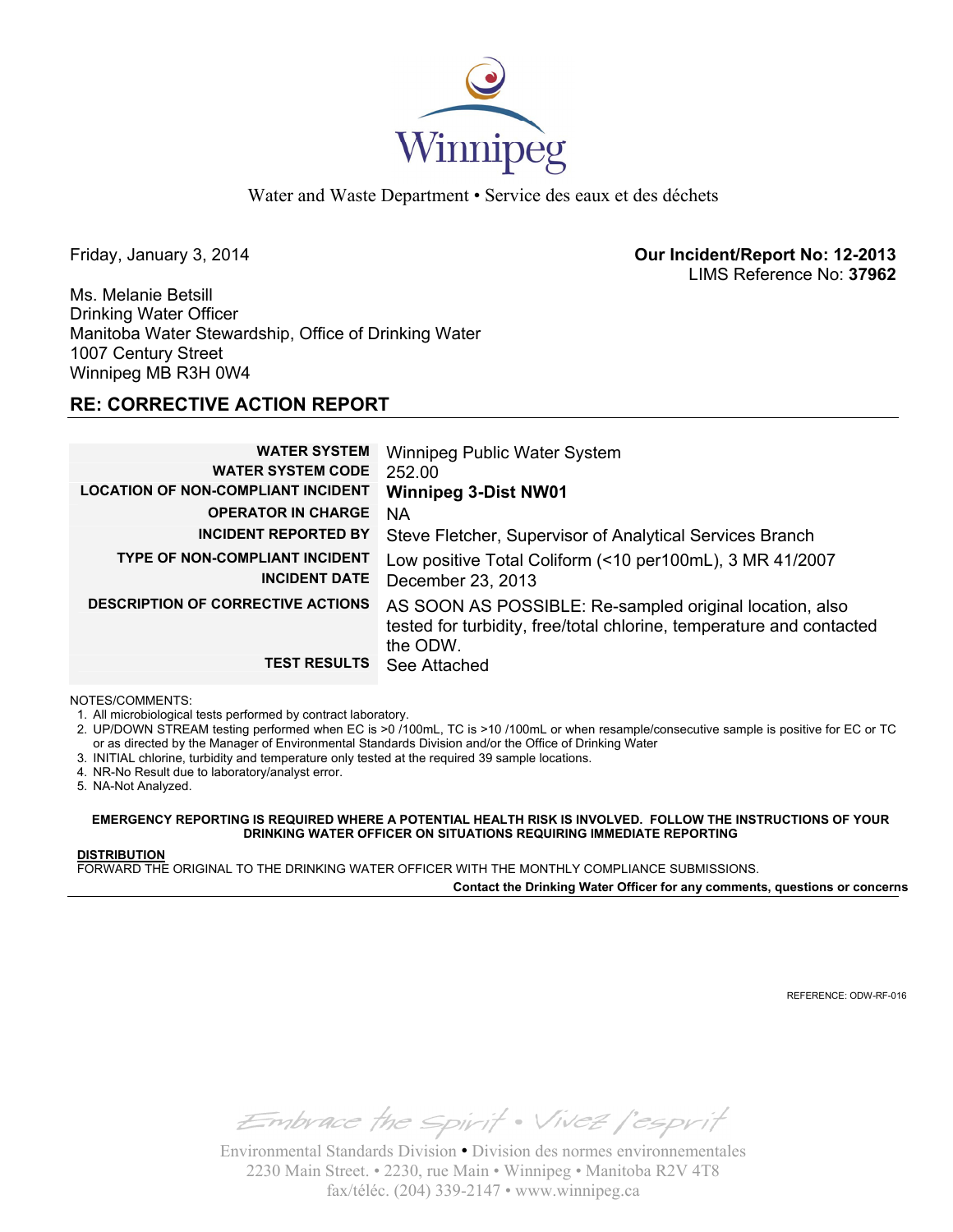Winnipeg

Water and Waste Department • Service des eaux et des déchets

Friday, January 3, 2014

**Our Incident/Report No: 12-2013**
LIMS Reference No: **37962**

Ms. Melanie Betsill
Drinking Water Officer
Manitoba Water Stewardship, Office of Drinking Water
1007 Century Street
Winnipeg MB R3H 0W4

## RE: CORRECTIVE ACTION REPORT

| | |
|---|---|
| **WATER SYSTEM** | Winnipeg Public Water System |
| **WATER SYSTEM CODE** | 252.00 |
| **LOCATION OF NON-COMPLIANT INCIDENT** | **Winnipeg 3-Dist NW01** |
| **OPERATOR IN CHARGE** | NA |
| **INCIDENT REPORTED BY** | Steve Fletcher, Supervisor of Analytical Services Branch |
| **TYPE OF NON-COMPLIANT INCIDENT** | Low positive Total Coliform (<10 per100mL), 3 MR 41/2007 |
| **INCIDENT DATE** | December 23, 2013 |
| **DESCRIPTION OF CORRECTIVE ACTIONS** | AS SOON AS POSSIBLE: Re-sampled original location, also tested for turbidity, free/total chlorine, temperature and contacted the ODW. |
| **TEST RESULTS** | See Attached |

NOTES/COMMENTS:

1. All microbiological tests performed by contract laboratory.
2. UP/DOWN STREAM testing performed when EC is >0 /100mL, TC is >10 /100mL or when resample/consecutive sample is positive for EC or TC or as directed by the Manager of Environmental Standards Division and/or the Office of Drinking Water
3. INITIAL chlorine, turbidity and temperature only tested at the required 39 sample locations.
4. NR-No Result due to laboratory/analyst error.
5. NA-Not Analyzed.

**EMERGENCY REPORTING IS REQUIRED WHERE A POTENTIAL HEALTH RISK IS INVOLVED. FOLLOW THE INSTRUCTIONS OF YOUR DRINKING WATER OFFICER ON SITUATIONS REQUIRING IMMEDIATE REPORTING**

**DISTRIBUTION**
FORWARD THE ORIGINAL TO THE DRINKING WATER OFFICER WITH THE MONTHLY COMPLIANCE SUBMISSIONS.

**Contact the Drinking Water Officer for any comments, questions or concerns**

REFERENCE: ODW-RF-016

Embrace the Spirit • Vivez l'esprit

Environmental Standards Division • Division des normes environnementales
2230 Main Street. • 2230, rue Main • Winnipeg • Manitoba R2V 4T8
fax/téléc. (204) 339-2147 • www.winnipeg.ca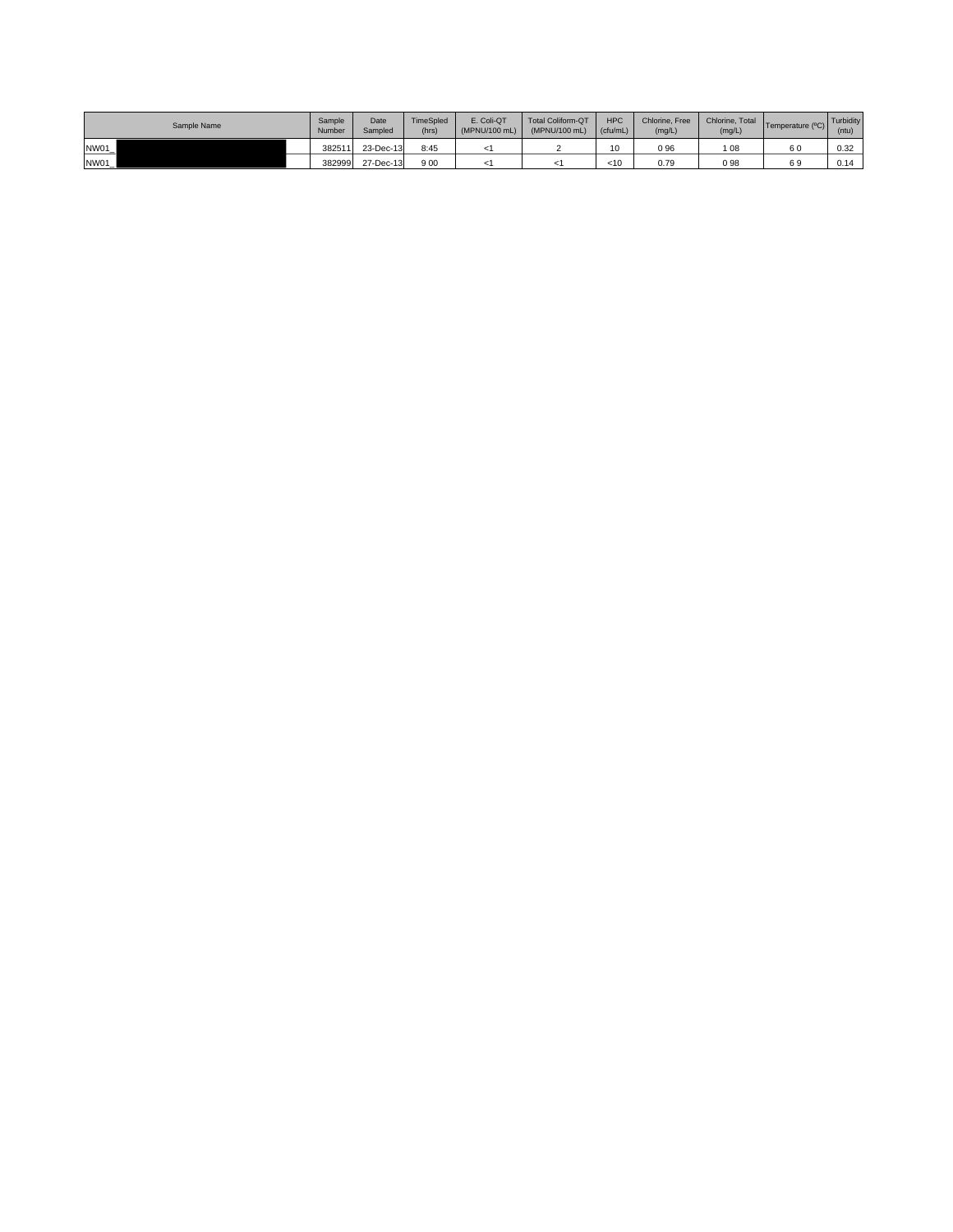| Sample Name | Sample Number | Date Sampled | TimeSpled (hrs) | E. Coli-QT (MPNU/100 mL) | Total Coliform-QT (MPNU/100 mL) | HPC (cfu/mL) | Chlorine, Free (mg/L) | Chlorine, Total (mg/L) | Temperature (ºC) | Turbidity (ntu) |
|---|---|---|---|---|---|---|---|---|---|---|
| NW01_ | 382511 | 23-Dec-13 | 8:45 | <1 | 2 | 10 | 0 96 | 1 08 | 6 0 | 0.32 |
| NW01_ | 382999 | 27-Dec-13 | 9 00 | <1 | <1 | <10 | 0.79 | 0 98 | 6 9 | 0.14 |